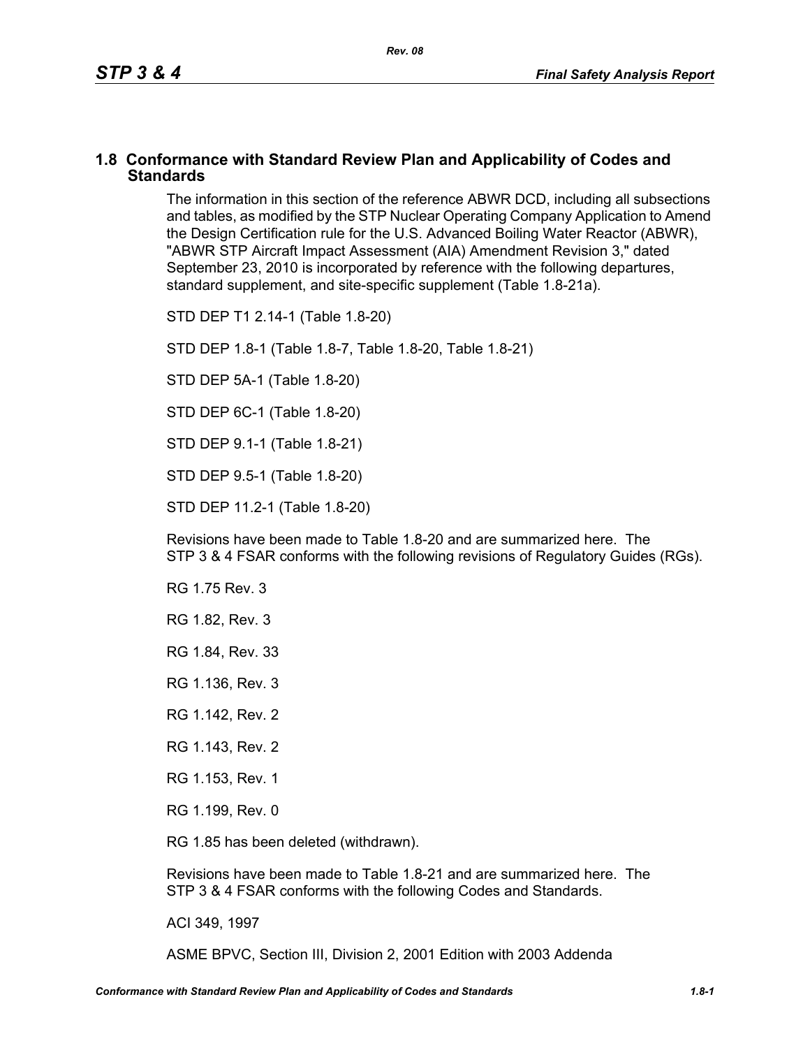## 1.8 Conformance with Standard Review Plan and Applicability of Codes and Standards

The information in this section of the reference ABWR DCD, including all subsections and tables, as modified by the STP Nuclear Operating Company Application to Amend the Design Certification rule for the U.S. Advanced Boiling Water Reactor (ABWR), "ABWR STP Aircraft Impact Assessment (AIA) Amendment Revision 3," dated September 23, 2010 is incorporated by reference with the following departures, standard supplement, and site-specific supplement (Table 1.8-21a).

STD DEP T1 2.14-1 (Table 1.8-20)

STD DEP 1.8-1 (Table 1.8-7, Table 1.8-20, Table 1.8-21)

STD DEP 5A-1 (Table 1.8-20)

STD DEP 6C-1 (Table 1.8-20)

STD DEP 9.1-1 (Table 1.8-21)

STD DEP 9.5-1 (Table 1.8-20)

STD DEP 11.2-1 (Table 1.8-20)

Revisions have been made to Table 1.8-20 and are summarized here. The STP 3 & 4 FSAR conforms with the following revisions of Regulatory Guides (RGs).

RG 1.75 Rev. 3

RG 1.82, Rev. 3

RG 1.84, Rev. 33

RG 1.136, Rev. 3

RG 1.142, Rev. 2

RG 1.143, Rev. 2

RG 1.153, Rev. 1

RG 1.199, Rev. 0

RG 1.85 has been deleted (withdrawn).

Revisions have been made to Table 1.8-21 and are summarized here. The STP 3 & 4 FSAR conforms with the following Codes and Standards.

ACI 349, 1997

ASME BPVC, Section III, Division 2, 2001 Edition with 2003 Addenda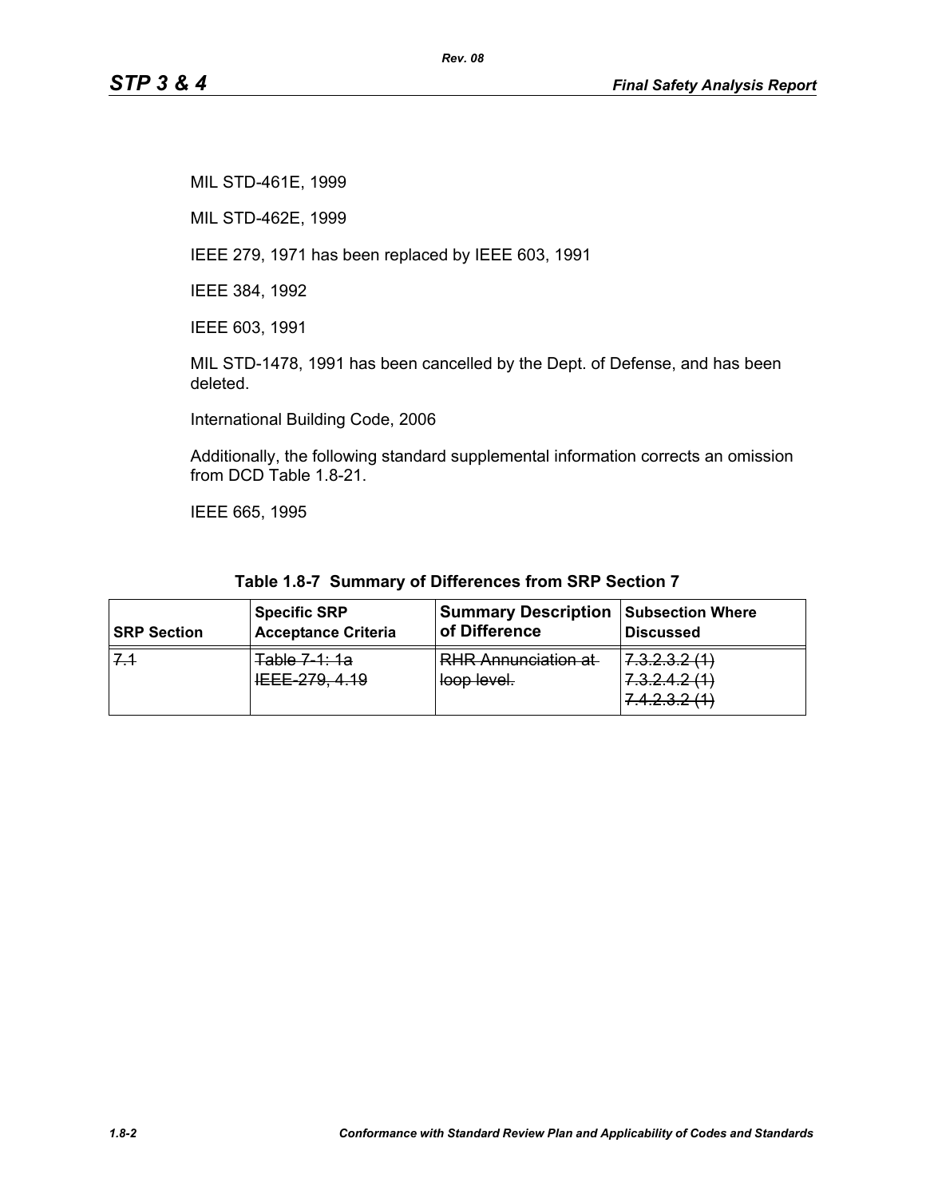MIL STD-461E, 1999

MIL STD-462E, 1999

IEEE 279, 1971 has been replaced by IEEE 603, 1991

IEEE 384, 1992

IEEE 603, 1991

MIL STD-1478, 1991 has been cancelled by the Dept. of Defense, and has been deleted.

International Building Code, 2006

Additionally, the following standard supplemental information corrects an omission from DCD Table 1.8-21.

IEEE 665, 1995

**Table 1.8-7 Summary of Differences from SRP Section 7**

| SRP Section | Specific SRP Acceptance Criteria | Summary Description of Difference | Subsection Where Discussed |
|---|---|---|---|
| ~~7.1~~ | ~~Table 7-1: 1a IEEE-279, 4.19~~ | ~~RHR Annunciation at loop level.~~ | ~~7.3.2.3.2 (1) 7.3.2.4.2 (1) 7.4.2.3.2 (1)~~ |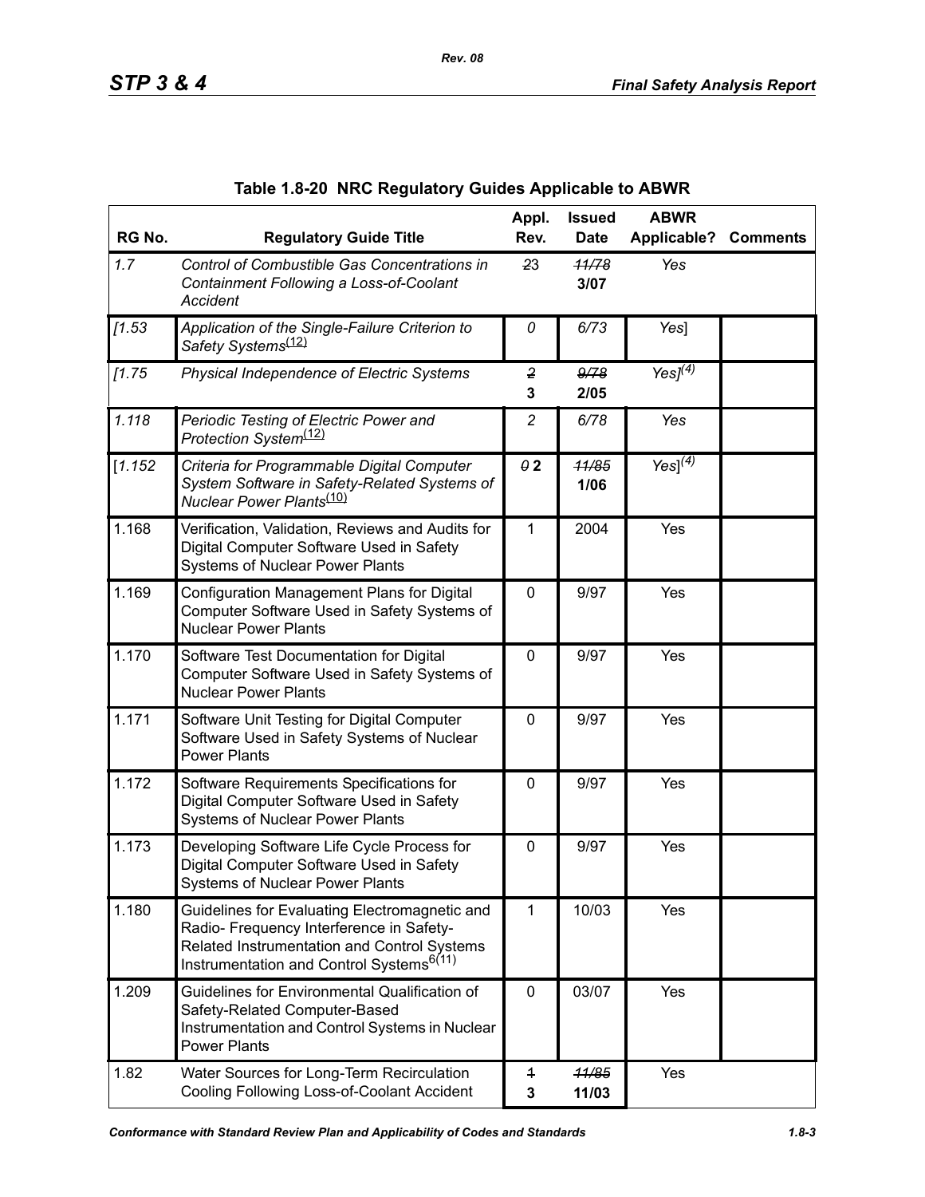**Table 1.8-20 NRC Regulatory Guides Applicable to ABWR**

| RG No. | Regulatory Guide Title | Appl. Rev. | Issued Date | ABWR Applicable? | Comments |
|---|---|---|---|---|---|
| *1.7* | *Control of Combustible Gas Concentrations in Containment Following a Loss-of-Coolant Accident* | ~~*2*~~3 | ~~*11/78*~~ **3/07** | *Yes* | |
| *[1.53* | *Application of the Single-Failure Criterion to Safety Systems*(12) | *0* | *6/73* | *Yes*] | |
| *[1.75* | *Physical Independence of Electric Systems* | ~~*2*~~ **3** | ~~*9/78*~~ **2/05** | *Yes]*(4) | |
| *1.118* | *Periodic Testing of Electric Power and Protection System*(12) | *2* | *6/78* | *Yes* | |
| [*1.152* | *Criteria for Programmable Digital Computer System Software in Safety-Related Systems of Nuclear Power Plants*(10) | ~~*0*~~ **2** | ~~*11/85*~~ **1/06** | *Yes]*(4) | |
| 1.168 | Verification, Validation, Reviews and Audits for Digital Computer Software Used in Safety Systems of Nuclear Power Plants | 1 | 2004 | Yes | |
| 1.169 | Configuration Management Plans for Digital Computer Software Used in Safety Systems of Nuclear Power Plants | 0 | 9/97 | Yes | |
| 1.170 | Software Test Documentation for Digital Computer Software Used in Safety Systems of Nuclear Power Plants | 0 | 9/97 | Yes | |
| 1.171 | Software Unit Testing for Digital Computer Software Used in Safety Systems of Nuclear Power Plants | 0 | 9/97 | Yes | |
| 1.172 | Software Requirements Specifications for Digital Computer Software Used in Safety Systems of Nuclear Power Plants | 0 | 9/97 | Yes | |
| 1.173 | Developing Software Life Cycle Process for Digital Computer Software Used in Safety Systems of Nuclear Power Plants | 0 | 9/97 | Yes | |
| 1.180 | Guidelines for Evaluating Electromagnetic and Radio- Frequency Interference in Safety-Related Instrumentation and Control Systems Instrumentation and Control Systems6(11) | 1 | 10/03 | Yes | |
| 1.209 | Guidelines for Environmental Qualification of Safety-Related Computer-Based Instrumentation and Control Systems in Nuclear Power Plants | 0 | 03/07 | Yes | |
| 1.82 | Water Sources for Long-Term Recirculation Cooling Following Loss-of-Coolant Accident | ~~1~~ **3** | ~~*11/85*~~ **11/03** | Yes | |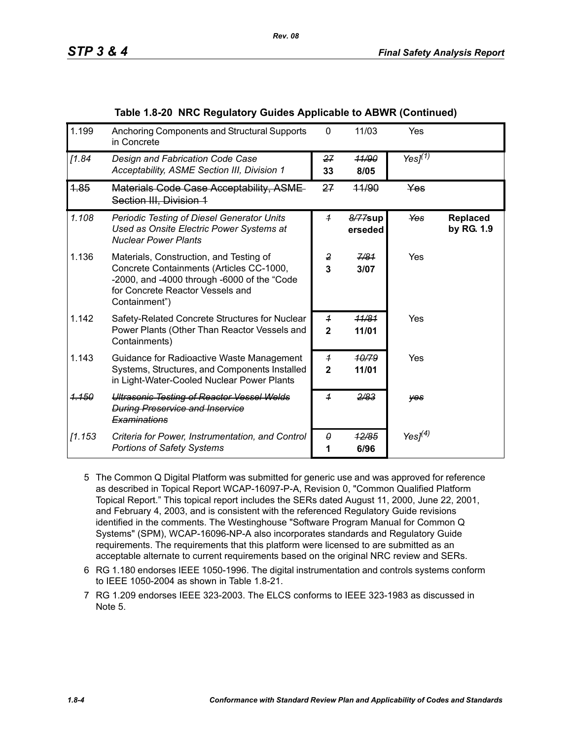**Table 1.8-20 NRC Regulatory Guides Applicable to ABWR (Continued)**

| | | | | | |
|---|---|---|---|---|---|
| 1.199 | Anchoring Components and Structural Supports in Concrete | 0 | 11/03 | Yes | |
| *[1.84* | *Design and Fabrication Code Case Acceptability, ASME Section III, Division 1* | ~~*27*~~ **33** | ~~*11/90*~~ **8/05** | *Yes]*[1] | |
| ~~1.85~~ | ~~Materials Code Case Acceptability, ASME Section III, Division 1~~ | ~~27~~ | ~~11/90~~ | ~~Yes~~ | |
| *1.108* | *Periodic Testing of Diesel Generator Units Used as Onsite Electric Power Systems at Nuclear Power Plants* | ~~*1*~~ | ~~*8/77*~~**superseded** | ~~*Yes*~~ | **Replaced by RG. 1.9** |
| 1.136 | Materials, Construction, and Testing of Concrete Containments (Articles CC-1000, -2000, and -4000 through -6000 of the "Code for Concrete Reactor Vessels and Containment") | ~~*2*~~ **3** | ~~*7/81*~~ **3/07** | Yes | |
| 1.142 | Safety-Related Concrete Structures for Nuclear Power Plants (Other Than Reactor Vessels and Containments) | ~~*1*~~ **2** | ~~*11/81*~~ **11/01** | Yes | |
| 1.143 | Guidance for Radioactive Waste Management Systems, Structures, and Components Installed in Light-Water-Cooled Nuclear Power Plants | ~~*1*~~ **2** | ~~*10/79*~~ **11/01** | Yes | |
| ~~*1.150*~~ | ~~*Ultrasonic Testing of Reactor Vessel Welds During Preservice and Inservice Examinations*~~ | ~~*1*~~ | ~~*2/83*~~ | ~~*yes*~~ | |
| *[1.153* | *Criteria for Power, Instrumentation, and Control Portions of Safety Systems* | ~~*0*~~ **1** | ~~*12/85*~~ **6/96** | *Yes]*[4] | |

5 The Common Q Digital Platform was submitted for generic use and was approved for reference as described in Topical Report WCAP-16097-P-A, Revision 0, "Common Qualified Platform Topical Report." This topical report includes the SERs dated August 11, 2000, June 22, 2001, and February 4, 2003, and is consistent with the referenced Regulatory Guide revisions identified in the comments. The Westinghouse "Software Program Manual for Common Q Systems" (SPM), WCAP-16096-NP-A also incorporates standards and Regulatory Guide requirements. The requirements that this platform were licensed to are submitted as an acceptable alternate to current requirements based on the original NRC review and SERs.

6 RG 1.180 endorses IEEE 1050-1996. The digital instrumentation and controls systems conform to IEEE 1050-2004 as shown in Table 1.8-21.

7 RG 1.209 endorses IEEE 323-2003. The ELCS conforms to IEEE 323-1983 as discussed in Note 5.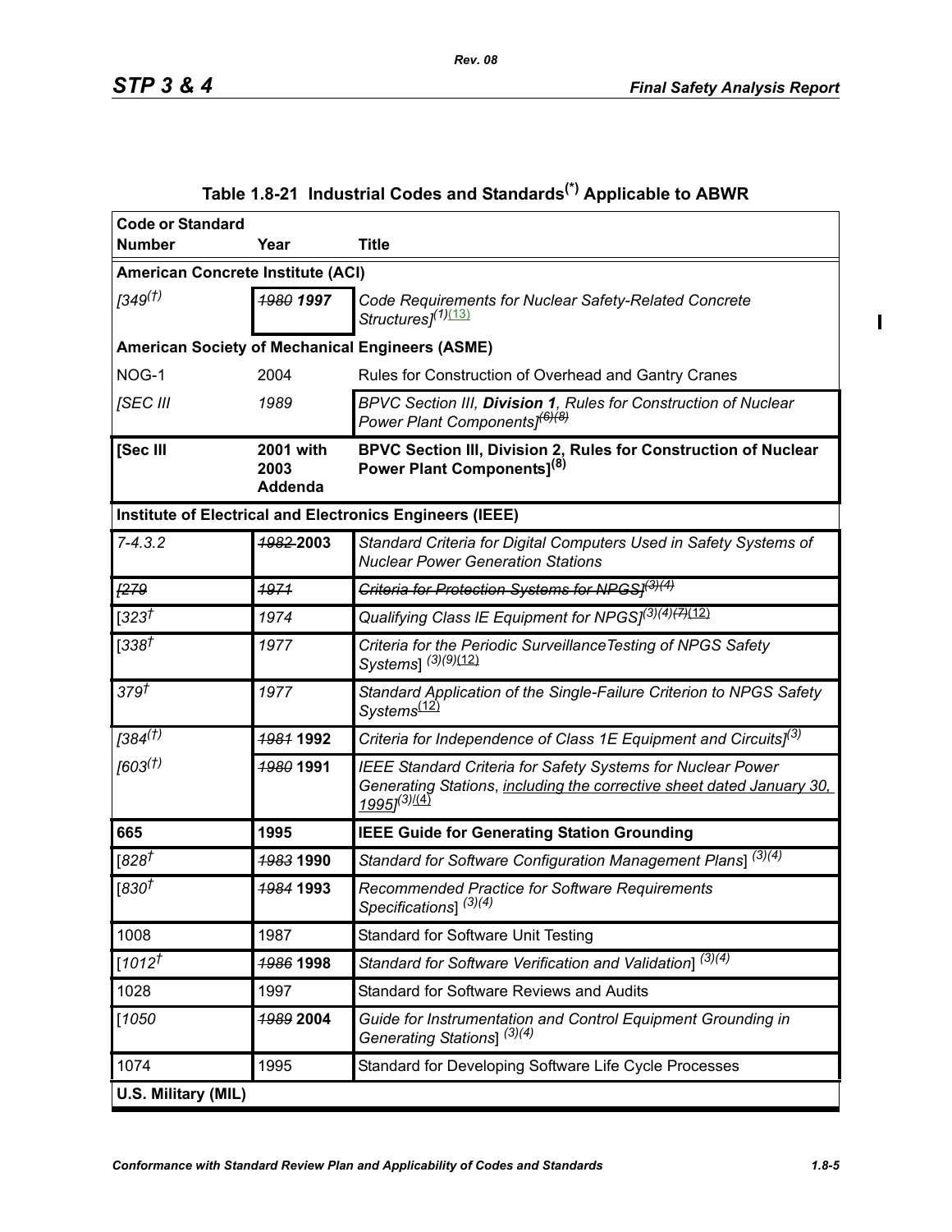## Table 1.8-21 Industrial Codes and Standards[*] Applicable to ABWR

| Code or Standard Number | Year | Title |
|---|---|---|
| **American Concrete Institute (ACI)** | | |
| *[349[†]* | *~~1980~~* ***1997*** | *Code Requirements for Nuclear Safety-Related Concrete Structures][1][13]* |
| **American Society of Mechanical Engineers (ASME)** | | |
| NOG-1 | 2004 | Rules for Construction of Overhead and Gantry Cranes |
| *[SEC III* | *1989* | *BPVC Section III,* ***Division 1****, Rules for Construction of Nuclear Power Plant Components][~~6~~][~~8~~]* |
| **[Sec III** | **2001 with 2003 Addenda** | **BPVC Section III, Division 2, Rules for Construction of Nuclear Power Plant Components][8]** |
| **Institute of Electrical and Electronics Engineers (IEEE)** | | |
| *7-4.3.2* | *~~1982~~* **2003** | *Standard Criteria for Digital Computers Used in Safety Systems of Nuclear Power Generation Stations* |
| *~~[279~~* | *~~1971~~* | *~~Criteria for Protection Systems for NPGS]~~[3][4]* |
| [*323*[†] | *1974* | *Qualifying Class IE Equipment for NPGS][3][4][~~7~~][12]* |
| [*338*[†] | *1977* | *Criteria for the Periodic SurveillanceTesting of NPGS Safety Systems*] *[3][9][12]* |
| *379*[†] | *1977* | *Standard Application of the Single-Failure Criterion to NPGS Safety Systems[12]* |
| *[384[†]* | *~~1981~~* **1992** | *Criteria for Independence of Class 1E Equipment and Circuits][3]* |
| *[603[†]* | *~~1980~~* **1991** | *IEEE Standard Criteria for Safety Systems for Nuclear Power Generating Stations, including the corrective sheet dated January 30, 1995][3][4]* |
| **665** | **1995** | **IEEE Guide for Generating Station Grounding** |
| [*828*[†] | *~~1983~~* **1990** | *Standard for Software Configuration Management Plans*] *[3][4]* |
| [*830*[†] | *~~1984~~* **1993** | *Recommended Practice for Software Requirements Specifications*] *[3][4]* |
| 1008 | 1987 | Standard for Software Unit Testing |
| [*1012*[†] | *~~1986~~* **1998** | *Standard for Software Verification and Validation*] *[3][4]* |
| 1028 | 1997 | Standard for Software Reviews and Audits |
| [*1050* | *~~1989~~* **2004** | *Guide for Instrumentation and Control Equipment Grounding in Generating Stations*] *[3][4]* |
| 1074 | 1995 | Standard for Developing Software Life Cycle Processes |
| **U.S. Military (MIL)** | | |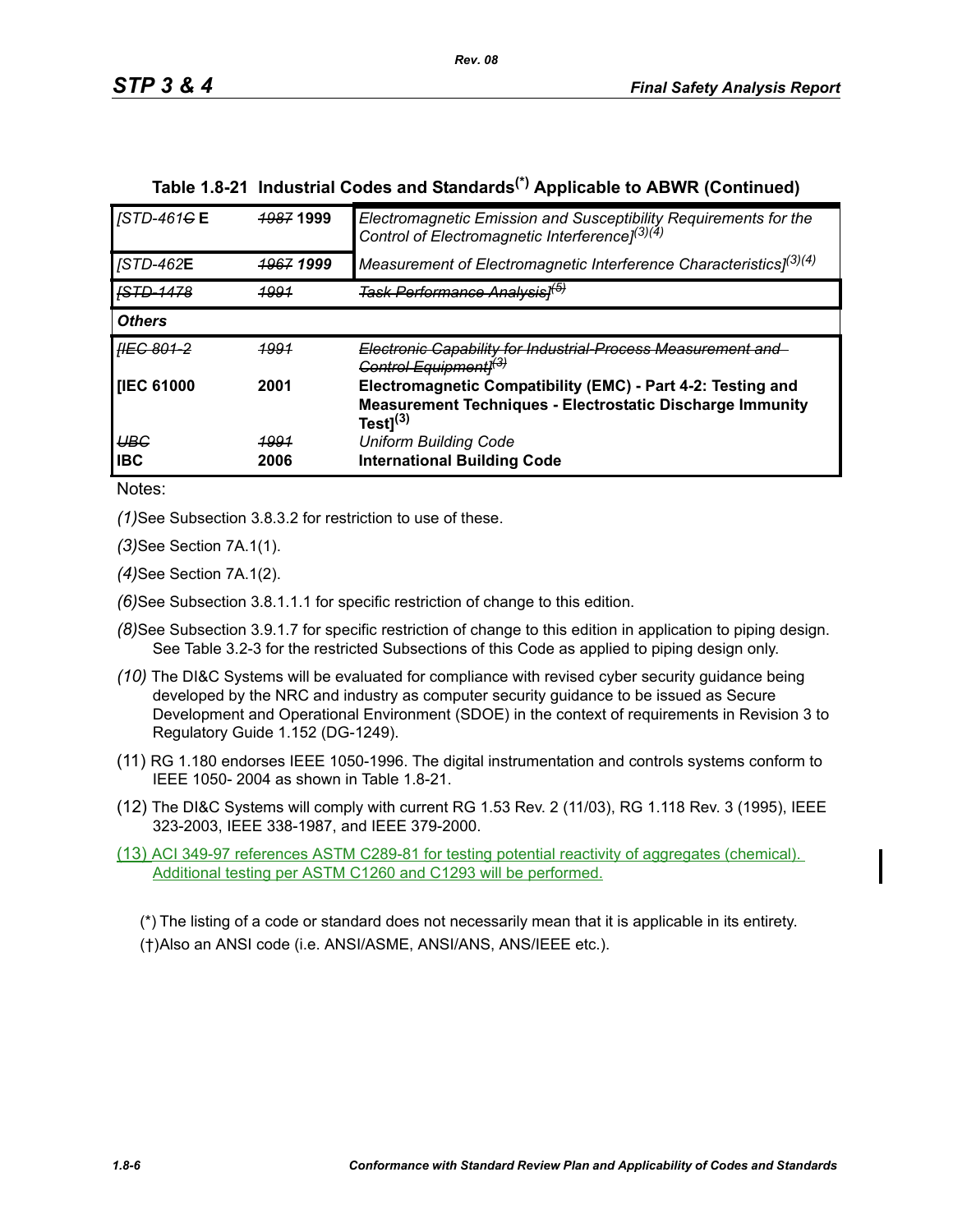## Table 1.8-21 Industrial Codes and Standards[*] Applicable to ABWR (Continued)

| | | |
|---|---|---|
| *[STD-461~~G~~* **E** | ~~*1987*~~ **1999** | *Electromagnetic Emission and Susceptibility Requirements for the Control of Electromagnetic Interference]*[(3)(4)] |
| *[STD-462***E** | ~~*1967*~~ ***1999*** | *Measurement of Electromagnetic Interference Characteristics]*[(3)(4)] |
| ~~*[STD-1478*~~ | ~~*1991*~~ | ~~*Task Performance Analysis]*~~[(5)] |
| ***Others*** | | |
| ~~*[IEC 801-2*~~ | ~~*1991*~~ | ~~*Electronic Capability for Industrial-Process Measurement and Control Equipment]*~~[(3)] |
| **[IEC 61000** | **2001** | **Electromagnetic Compatibility (EMC) - Part 4-2: Testing and Measurement Techniques - Electrostatic Discharge Immunity Test]**[(3)] |
| ~~*UBC*~~ | ~~*1991*~~ | *Uniform Building Code* |
| **IBC** | **2006** | **International Building Code** |

Notes:

*(1)* See Subsection 3.8.3.2 for restriction to use of these.

*(3)* See Section 7A.1(1).

*(4)* See Section 7A.1(2).

*(6)* See Subsection 3.8.1.1.1 for specific restriction of change to this edition.

*(8)* See Subsection 3.9.1.7 for specific restriction of change to this edition in application to piping design. See Table 3.2-3 for the restricted Subsections of this Code as applied to piping design only.

*(10)* The DI&C Systems will be evaluated for compliance with revised cyber security guidance being developed by the NRC and industry as computer security guidance to be issued as Secure Development and Operational Environment (SDOE) in the context of requirements in Revision 3 to Regulatory Guide 1.152 (DG-1249).

(11) RG 1.180 endorses IEEE 1050-1996. The digital instrumentation and controls systems conform to IEEE 1050- 2004 as shown in Table 1.8-21.

(12) The DI&C Systems will comply with current RG 1.53 Rev. 2 (11/03), RG 1.118 Rev. 3 (1995), IEEE 323-2003, IEEE 338-1987, and IEEE 379-2000.

(13) ACI 349-97 references ASTM C289-81 for testing potential reactivity of aggregates (chemical). Additional testing per ASTM C1260 and C1293 will be performed.

(*) The listing of a code or standard does not necessarily mean that it is applicable in its entirety.

(†) Also an ANSI code (i.e. ANSI/ASME, ANSI/ANS, ANS/IEEE etc.).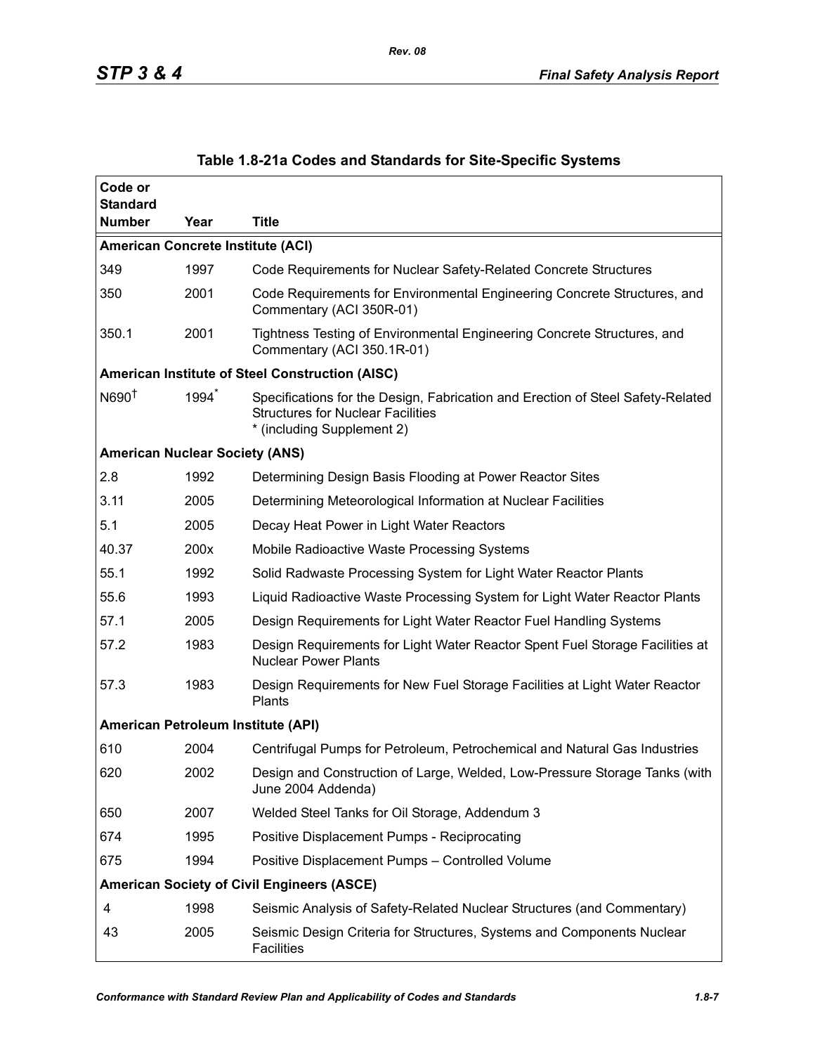## Table 1.8-21a Codes and Standards for Site-Specific Systems

| Code or Standard Number | Year | Title |
|---|---|---|
| **American Concrete Institute (ACI)** | | |
| 349 | 1997 | Code Requirements for Nuclear Safety-Related Concrete Structures |
| 350 | 2001 | Code Requirements for Environmental Engineering Concrete Structures, and Commentary (ACI 350R-01) |
| 350.1 | 2001 | Tightness Testing of Environmental Engineering Concrete Structures, and Commentary (ACI 350.1R-01) |
| **American Institute of Steel Construction (AISC)** | | |
| N690† | 1994* | Specifications for the Design, Fabrication and Erection of Steel Safety-Related Structures for Nuclear Facilities * (including Supplement 2) |
| **American Nuclear Society (ANS)** | | |
| 2.8 | 1992 | Determining Design Basis Flooding at Power Reactor Sites |
| 3.11 | 2005 | Determining Meteorological Information at Nuclear Facilities |
| 5.1 | 2005 | Decay Heat Power in Light Water Reactors |
| 40.37 | 200x | Mobile Radioactive Waste Processing Systems |
| 55.1 | 1992 | Solid Radwaste Processing System for Light Water Reactor Plants |
| 55.6 | 1993 | Liquid Radioactive Waste Processing System for Light Water Reactor Plants |
| 57.1 | 2005 | Design Requirements for Light Water Reactor Fuel Handling Systems |
| 57.2 | 1983 | Design Requirements for Light Water Reactor Spent Fuel Storage Facilities at Nuclear Power Plants |
| 57.3 | 1983 | Design Requirements for New Fuel Storage Facilities at Light Water Reactor Plants |
| **American Petroleum Institute (API)** | | |
| 610 | 2004 | Centrifugal Pumps for Petroleum, Petrochemical and Natural Gas Industries |
| 620 | 2002 | Design and Construction of Large, Welded, Low-Pressure Storage Tanks (with June 2004 Addenda) |
| 650 | 2007 | Welded Steel Tanks for Oil Storage, Addendum 3 |
| 674 | 1995 | Positive Displacement Pumps - Reciprocating |
| 675 | 1994 | Positive Displacement Pumps – Controlled Volume |
| **American Society of Civil Engineers (ASCE)** | | |
| 4 | 1998 | Seismic Analysis of Safety-Related Nuclear Structures (and Commentary) |
| 43 | 2005 | Seismic Design Criteria for Structures, Systems and Components Nuclear Facilities |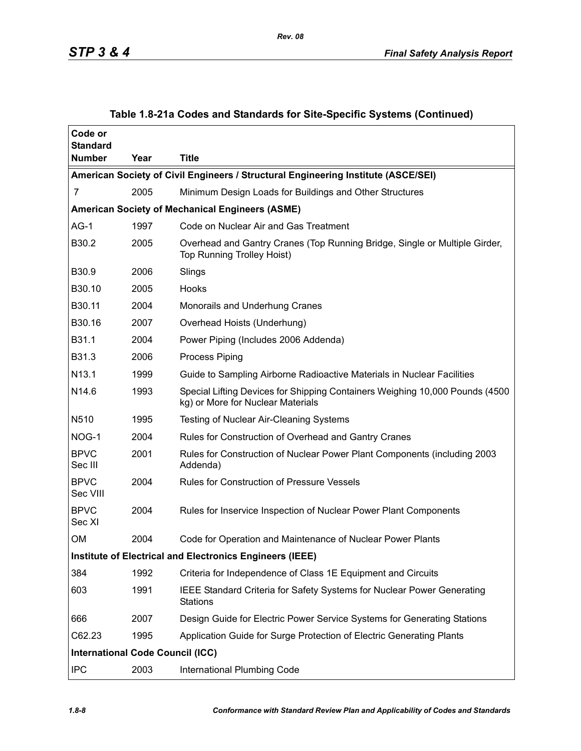## Table 1.8-21a Codes and Standards for Site-Specific Systems (Continued)

| Code or Standard Number | Year | Title |
|---|---|---|
| **American Society of Civil Engineers / Structural Engineering Institute (ASCE/SEI)** | | |
| 7 | 2005 | Minimum Design Loads for Buildings and Other Structures |
| **American Society of Mechanical Engineers (ASME)** | | |
| AG-1 | 1997 | Code on Nuclear Air and Gas Treatment |
| B30.2 | 2005 | Overhead and Gantry Cranes (Top Running Bridge, Single or Multiple Girder, Top Running Trolley Hoist) |
| B30.9 | 2006 | Slings |
| B30.10 | 2005 | Hooks |
| B30.11 | 2004 | Monorails and Underhung Cranes |
| B30.16 | 2007 | Overhead Hoists (Underhung) |
| B31.1 | 2004 | Power Piping (Includes 2006 Addenda) |
| B31.3 | 2006 | Process Piping |
| N13.1 | 1999 | Guide to Sampling Airborne Radioactive Materials in Nuclear Facilities |
| N14.6 | 1993 | Special Lifting Devices for Shipping Containers Weighing 10,000 Pounds (4500 kg) or More for Nuclear Materials |
| N510 | 1995 | Testing of Nuclear Air-Cleaning Systems |
| NOG-1 | 2004 | Rules for Construction of Overhead and Gantry Cranes |
| BPVC Sec III | 2001 | Rules for Construction of Nuclear Power Plant Components (including 2003 Addenda) |
| BPVC Sec VIII | 2004 | Rules for Construction of Pressure Vessels |
| BPVC Sec XI | 2004 | Rules for Inservice Inspection of Nuclear Power Plant Components |
| OM | 2004 | Code for Operation and Maintenance of Nuclear Power Plants |
| **Institute of Electrical and Electronics Engineers (IEEE)** | | |
| 384 | 1992 | Criteria for Independence of Class 1E Equipment and Circuits |
| 603 | 1991 | IEEE Standard Criteria for Safety Systems for Nuclear Power Generating Stations |
| 666 | 2007 | Design Guide for Electric Power Service Systems for Generating Stations |
| C62.23 | 1995 | Application Guide for Surge Protection of Electric Generating Plants |
| **International Code Council (ICC)** | | |
| IPC | 2003 | International Plumbing Code |